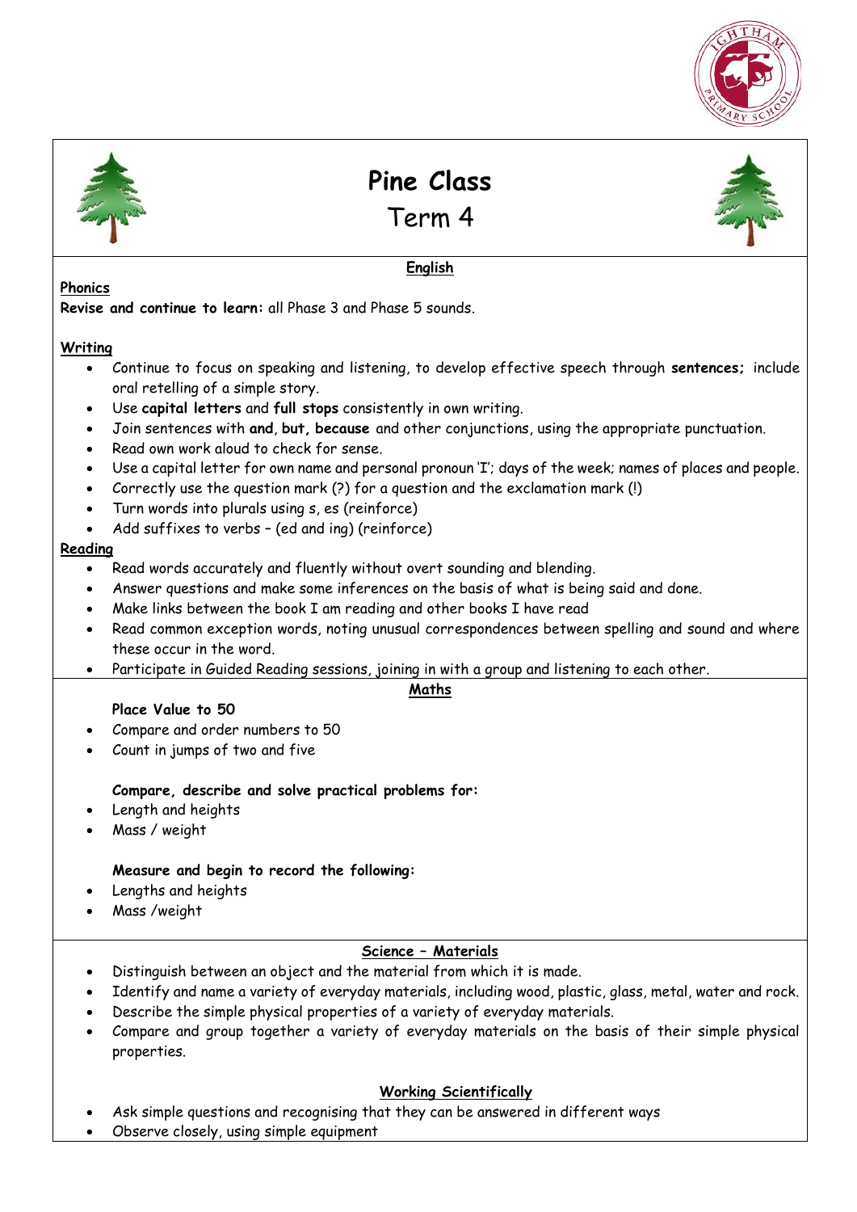# Pine Class

## Term 4

## English

### Phonics

**Revise and continue to learn:** all Phase 3 and Phase 5 sounds.

### Writing

- Continue to focus on speaking and listening, to develop effective speech through **sentences;** include oral retelling of a simple story.
- Use **capital letters** and **full stops** consistently in own writing.
- Join sentences with **and**, **but, because** and other conjunctions, using the appropriate punctuation.
- Read own work aloud to check for sense.
- Use a capital letter for own name and personal pronoun 'I'; days of the week; names of places and people.
- Correctly use the question mark (?) for a question and the exclamation mark (!)
- Turn words into plurals using s, es (reinforce)
- Add suffixes to verbs – (ed and ing) (reinforce)

### Reading

- Read words accurately and fluently without overt sounding and blending.
- Answer questions and make some inferences on the basis of what is being said and done.
- Make links between the book I am reading and other books I have read
- Read common exception words, noting unusual correspondences between spelling and sound and where these occur in the word.
- Participate in Guided Reading sessions, joining in with a group and listening to each other.

## Maths

**Place Value to 50**

- Compare and order numbers to 50
- Count in jumps of two and five

**Compare, describe and solve practical problems for:**

- Length and heights
- Mass / weight

**Measure and begin to record the following:**

- Lengths and heights
- Mass /weight

## Science – Materials

- Distinguish between an object and the material from which it is made.
- Identify and name a variety of everyday materials, including wood, plastic, glass, metal, water and rock.
- Describe the simple physical properties of a variety of everyday materials.
- Compare and group together a variety of everyday materials on the basis of their simple physical properties.

### Working Scientifically

- Ask simple questions and recognising that they can be answered in different ways
- Observe closely, using simple equipment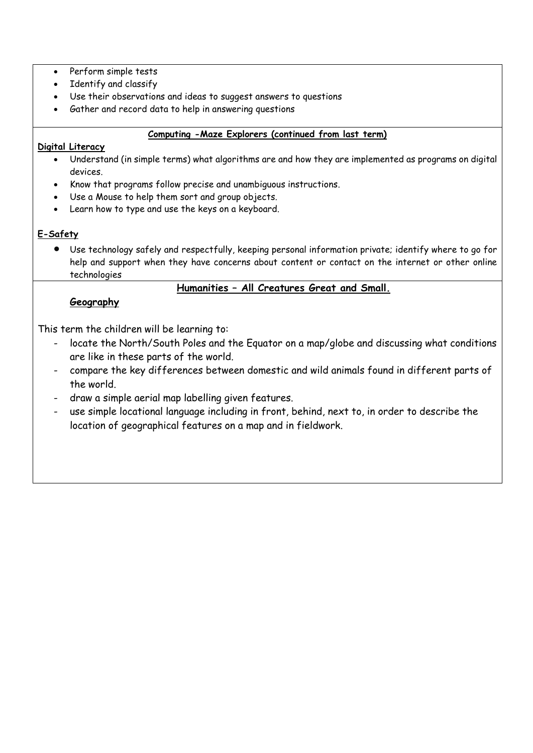- Perform simple tests
- Identify and classify
- Use their observations and ideas to suggest answers to questions
- Gather and record data to help in answering questions

**Computing -Maze Explorers (continued from last term)**

**Digital Literacy**

- Understand (in simple terms) what algorithms are and how they are implemented as programs on digital devices.
- Know that programs follow precise and unambiguous instructions.
- Use a Mouse to help them sort and group objects.
- Learn how to type and use the keys on a keyboard.

**E-Safety**

- Use technology safely and respectfully, keeping personal information private; identify where to go for help and support when they have concerns about content or contact on the internet or other online technologies

**Humanities – All Creatures Great and Small.**

**Geography**

This term the children will be learning to:

- locate the North/South Poles and the Equator on a map/globe and discussing what conditions are like in these parts of the world.
- compare the key differences between domestic and wild animals found in different parts of the world.
- draw a simple aerial map labelling given features.
- use simple locational language including in front, behind, next to, in order to describe the location of geographical features on a map and in fieldwork.